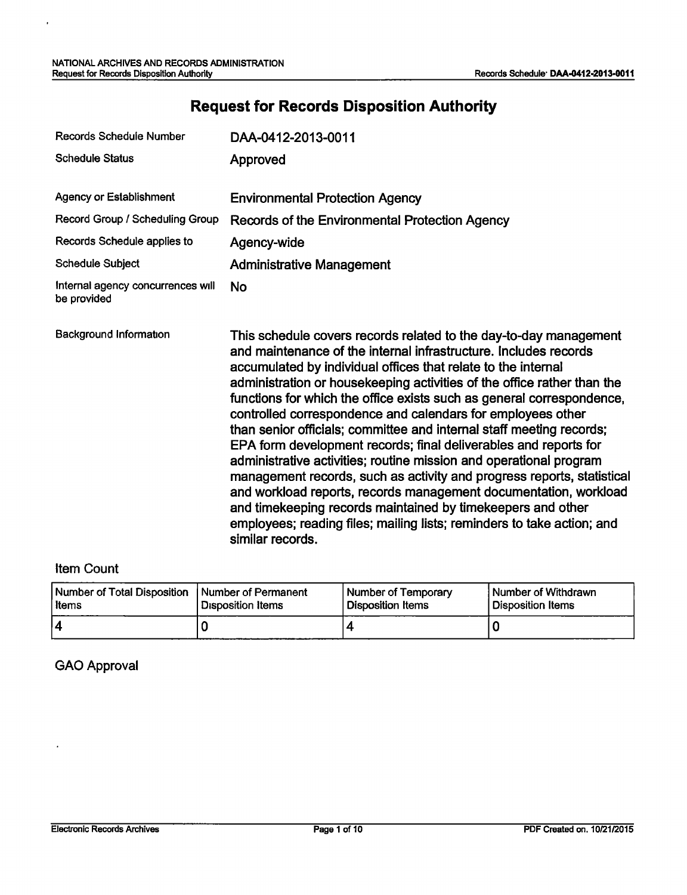# Request for Records Disposition Authority

| | |
|---|---|
| Records Schedule Number | DAA-0412-2013-0011 |
| Schedule Status | Approved |
| Agency or Establishment | Environmental Protection Agency |
| Record Group / Scheduling Group | Records of the Environmental Protection Agency |
| Records Schedule applies to | Agency-wide |
| Schedule Subject | Administrative Management |
| Internal agency concurrences will be provided | No |
| Background Information | This schedule covers records related to the day-to-day management and maintenance of the internal infrastructure. Includes records accumulated by individual offices that relate to the internal administration or housekeeping activities of the office rather than the functions for which the office exists such as general correspondence, controlled correspondence and calendars for employees other than senior officials; committee and internal staff meeting records; EPA form development records; final deliverables and reports for administrative activities; routine mission and operational program management records, such as activity and progress reports, statistical and workload reports, records management documentation, workload and timekeeping records maintained by timekeepers and other employees; reading files; mailing lists; reminders to take action; and similar records. |

## Item Count

| Number of Total Disposition Items | Number of Permanent Disposition Items | Number of Temporary Disposition Items | Number of Withdrawn Disposition Items |
|---|---|---|---|
| 4 | 0 | 4 | 0 |

## GAO Approval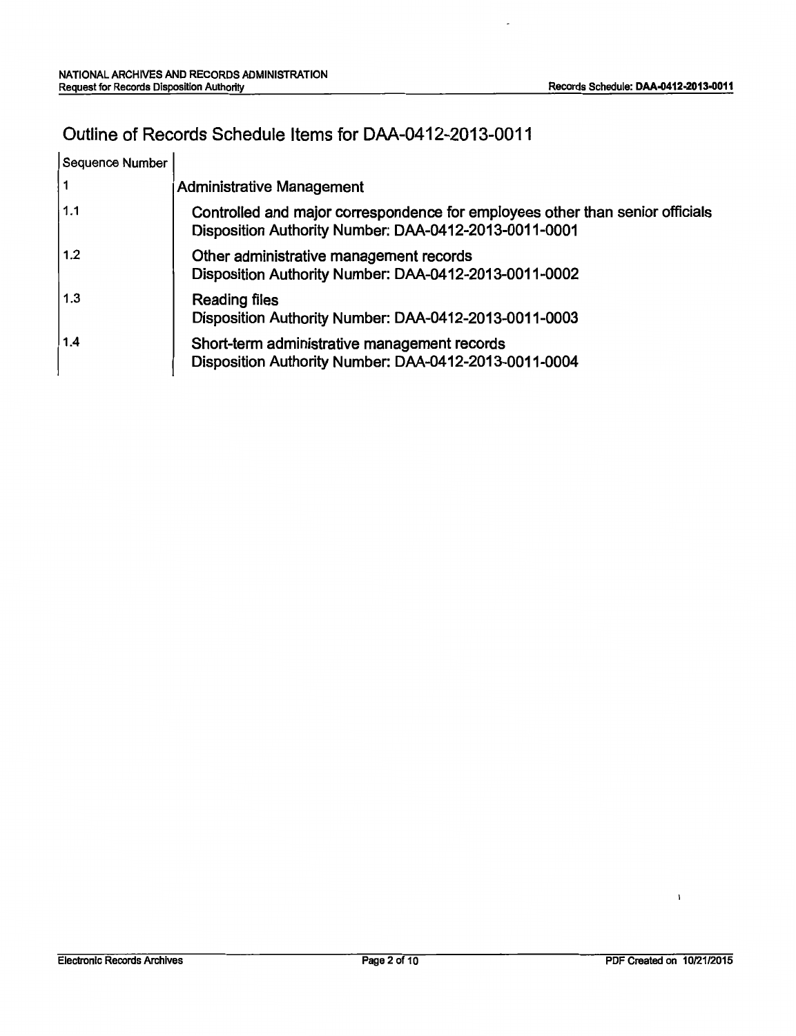## Outline of Records Schedule Items for DAA-0412-2013-0011

| Sequence Number | |
|---|---|
| 1 | Administrative Management |
| 1.1 | Controlled and major correspondence for employees other than senior officials<br>Disposition Authority Number: DAA-0412-2013-0011-0001 |
| 1.2 | Other administrative management records<br>Disposition Authority Number: DAA-0412-2013-0011-0002 |
| 1.3 | Reading files<br>Disposition Authority Number: DAA-0412-2013-0011-0003 |
| 1.4 | Short-term administrative management records<br>Disposition Authority Number: DAA-0412-2013-0011-0004 |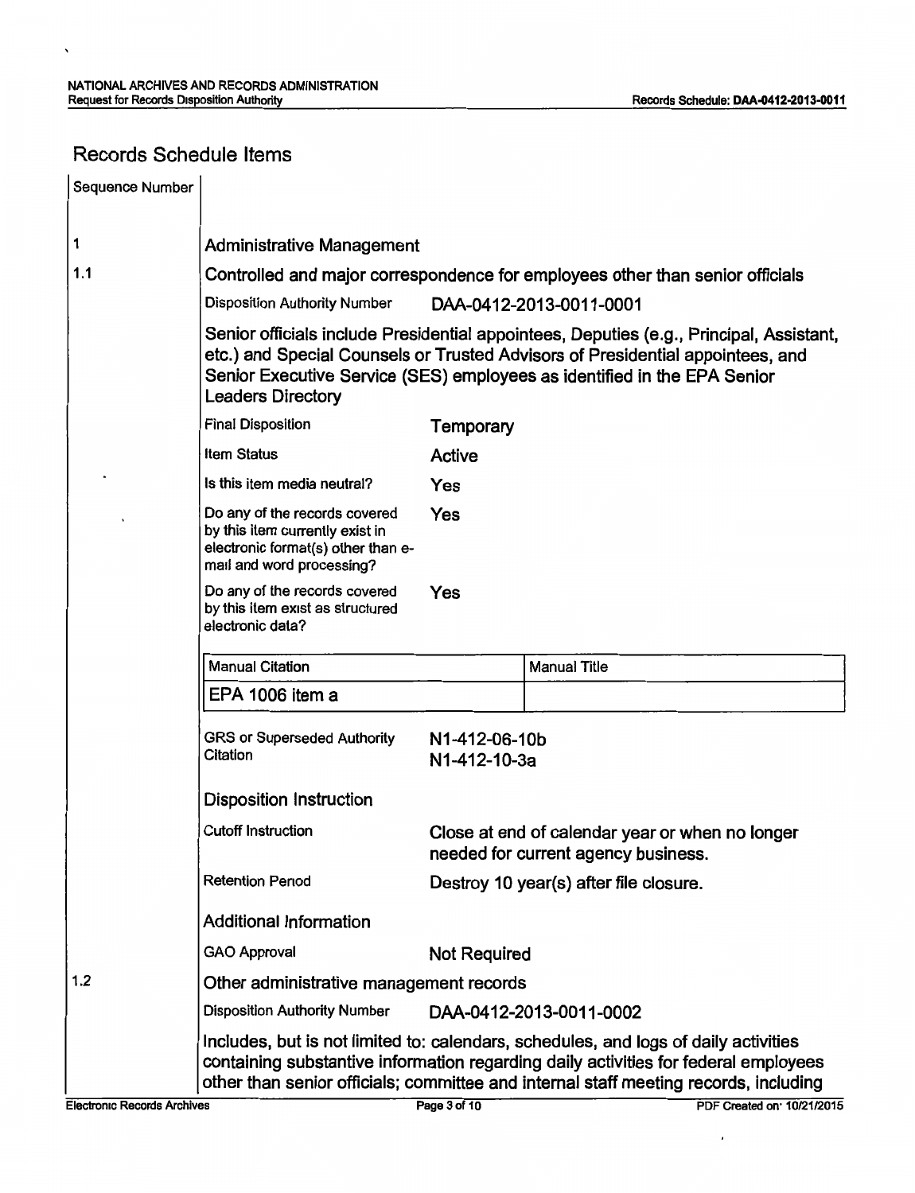## Records Schedule Items

| Sequence Number | |
|---|---|

**1** Administrative Management

**1.1** Controlled and major correspondence for employees other than senior officials

Disposition Authority Number: DAA-0412-2013-0011-0001

Senior officials include Presidential appointees, Deputies (e.g., Principal, Assistant, etc.) and Special Counsels or Trusted Advisors of Presidential appointees, and Senior Executive Service (SES) employees as identified in the EPA Senior Leaders Directory

| | |
|---|---|
| Final Disposition | Temporary |
| Item Status | Active |
| Is this item media neutral? | Yes |
| Do any of the records covered by this item currently exist in electronic format(s) other than e-mail and word processing? | Yes |
| Do any of the records covered by this item exist as structured electronic data? | Yes |

| Manual Citation | Manual Title |
|---|---|
| EPA 1006 item a | |

GRS or Superseded Authority Citation: N1-412-06-10b
N1-412-10-3a

### Disposition Instruction

| | |
|---|---|
| Cutoff Instruction | Close at end of calendar year or when no longer needed for current agency business. |
| Retention Period | Destroy 10 year(s) after file closure. |

### Additional Information

| | |
|---|---|
| GAO Approval | Not Required |

**1.2** Other administrative management records

Disposition Authority Number: DAA-0412-2013-0011-0002

Includes, but is not limited to: calendars, schedules, and logs of daily activities containing substantive information regarding daily activities for federal employees other than senior officials; committee and internal staff meeting records, including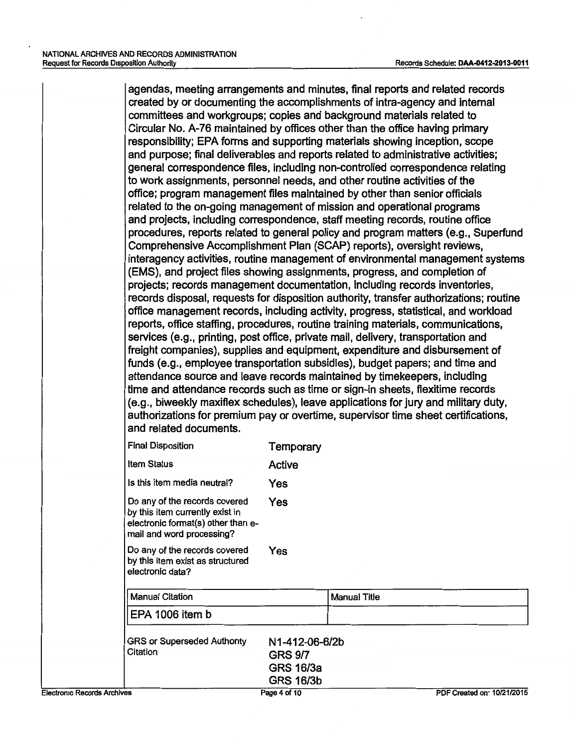agendas, meeting arrangements and minutes, final reports and related records created by or documenting the accomplishments of intra-agency and internal committees and workgroups; copies and background materials related to Circular No. A-76 maintained by offices other than the office having primary responsibility; EPA forms and supporting materials showing inception, scope and purpose; final deliverables and reports related to administrative activities; general correspondence files, including non-controlled correspondence relating to work assignments, personnel needs, and other routine activities of the office; program management files maintained by other than senior officials related to the on-going management of mission and operational programs and projects, including correspondence, staff meeting records, routine office procedures, reports related to general policy and program matters (e.g., Superfund Comprehensive Accomplishment Plan (SCAP) reports), oversight reviews, interagency activities, routine management of environmental management systems (EMS), and project files showing assignments, progress, and completion of projects; records management documentation, including records inventories, records disposal, requests for disposition authority, transfer authorizations; routine office management records, including activity, progress, statistical, and workload reports, office staffing, procedures, routine training materials, communications, services (e.g., printing, post office, private mail, delivery, transportation and freight companies), supplies and equipment, expenditure and disbursement of funds (e.g., employee transportation subsidies), budget papers; and time and attendance source and leave records maintained by timekeepers, including time and attendance records such as time or sign-in sheets, flexitime records (e.g., biweekly maxiflex schedules), leave applications for jury and military duty, authorizations for premium pay or overtime, supervisor time sheet certifications, and related documents.

| | |
|---|---|
| Final Disposition | Temporary |
| Item Status | Active |
| Is this item media neutral? | Yes |
| Do any of the records covered by this item currently exist in electronic format(s) other than e-mail and word processing? | Yes |
| Do any of the records covered by this item exist as structured electronic data? | Yes |

| Manual Citation | Manual Title |
|---|---|
| EPA 1006 item b | |

| | |
|---|---|
| GRS or Superseded Authority Citation | N1-412-06-6/2b<br>GRS 9/7<br>GRS 16/3a<br>GRS 16/3b |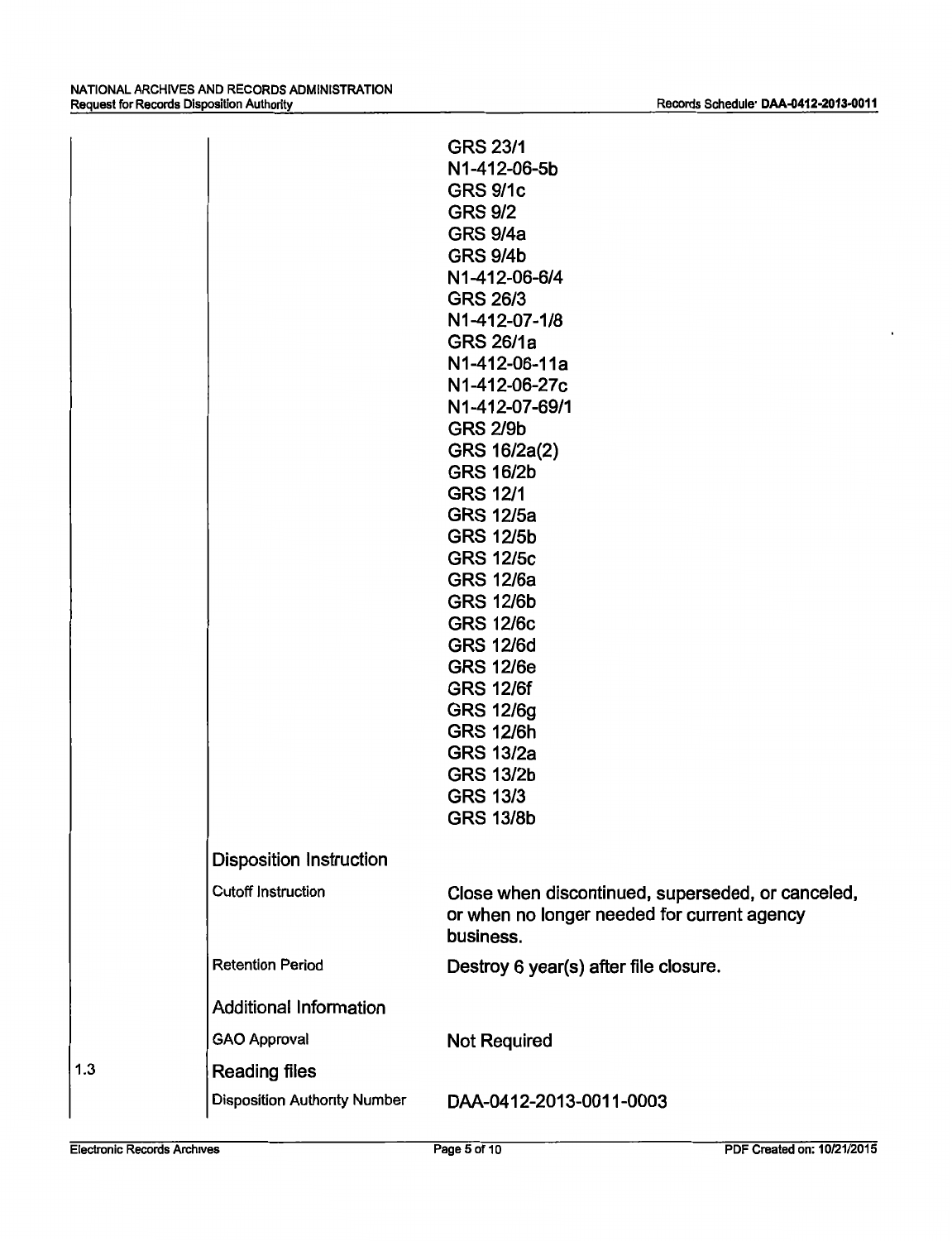GRS 23/1
N1-412-06-5b
GRS 9/1c
GRS 9/2
GRS 9/4a
GRS 9/4b
N1-412-06-6/4
GRS 26/3
N1-412-07-1/8
GRS 26/1a
N1-412-06-11a
N1-412-06-27c
N1-412-07-69/1
GRS 2/9b
GRS 16/2a(2)
GRS 16/2b
GRS 12/1
GRS 12/5a
GRS 12/5b
GRS 12/5c
GRS 12/6a
GRS 12/6b
GRS 12/6c
GRS 12/6d
GRS 12/6e
GRS 12/6f
GRS 12/6g
GRS 12/6h
GRS 13/2a
GRS 13/2b
GRS 13/3
GRS 13/8b

| | | |
|---|---|---|
| | **Disposition Instruction** | |
| | Cutoff Instruction | Close when discontinued, superseded, or canceled, or when no longer needed for current agency business. |
| | Retention Period | Destroy 6 year(s) after file closure. |
| | **Additional Information** | |
| | GAO Approval | Not Required |
| 1.3 | **Reading files** | |
| | Disposition Authority Number | DAA-0412-2013-0011-0003 |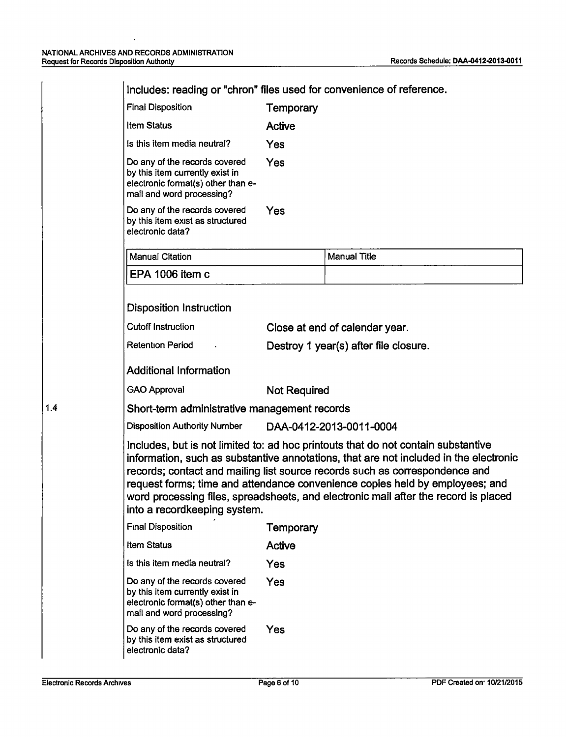Includes: reading or "chron" files used for convenience of reference.

| | |
|---|---|
| Final Disposition | Temporary |
| Item Status | Active |
| Is this item media neutral? | Yes |
| Do any of the records covered by this item currently exist in electronic format(s) other than e-mail and word processing? | Yes |
| Do any of the records covered by this item exist as structured electronic data? | Yes |

| Manual Citation | Manual Title |
|---|---|
| EPA 1006 item c | |

### Disposition Instruction

| | |
|---|---|
| Cutoff Instruction | Close at end of calendar year. |
| Retention Period | Destroy 1 year(s) after file closure. |

### Additional Information

| | |
|---|---|
| GAO Approval | Not Required |

## 1.4 Short-term administrative management records

| | |
|---|---|
| Disposition Authority Number | DAA-0412-2013-0011-0004 |

Includes, but is not limited to: ad hoc printouts that do not contain substantive information, such as substantive annotations, that are not included in the electronic records; contact and mailing list source records such as correspondence and request forms; time and attendance convenience copies held by employees; and word processing files, spreadsheets, and electronic mail after the record is placed into a recordkeeping system.

| | |
|---|---|
| Final Disposition | Temporary |
| Item Status | Active |
| Is this item media neutral? | Yes |
| Do any of the records covered by this item currently exist in electronic format(s) other than e-mail and word processing? | Yes |
| Do any of the records covered by this item exist as structured electronic data? | Yes |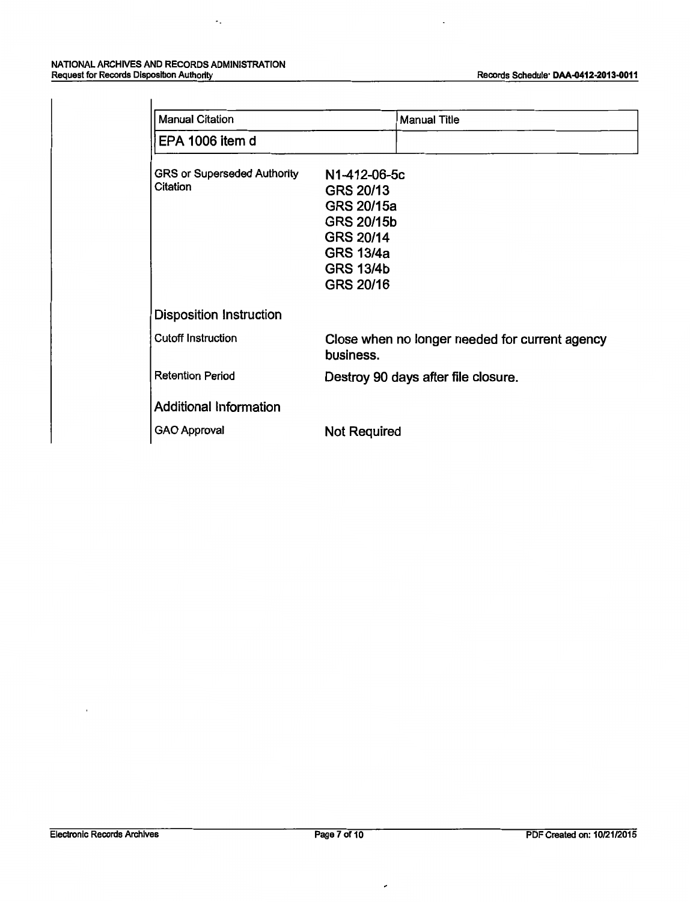| Manual Citation | Manual Title |
| --- | --- |
| EPA 1006 item d | |

GRS or Superseded Authority Citation

N1-412-06-5c
GRS 20/13
GRS 20/15a
GRS 20/15b
GRS 20/14
GRS 13/4a
GRS 13/4b
GRS 20/16

## Disposition Instruction

Cutoff Instruction: Close when no longer needed for current agency business.

Retention Period: Destroy 90 days after file closure.

## Additional Information

GAO Approval: Not Required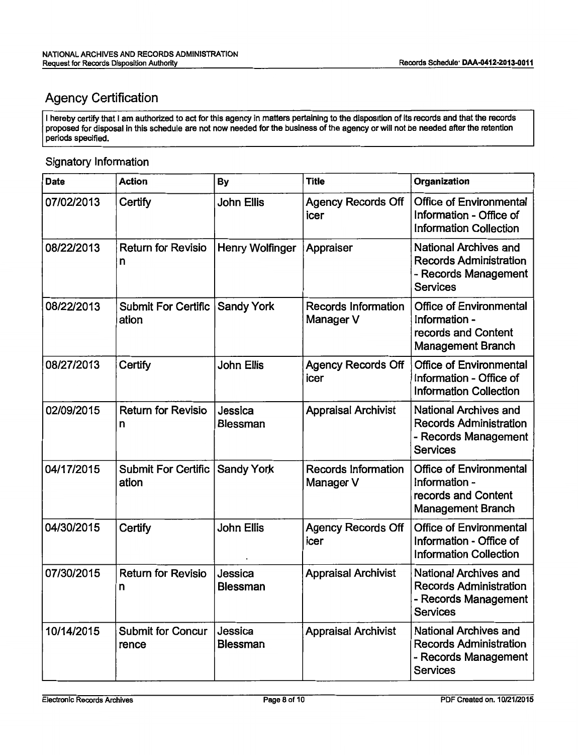## Agency Certification

I hereby certify that I am authorized to act for this agency in matters pertaining to the disposition of its records and that the records proposed for disposal in this schedule are not now needed for the business of the agency or will not be needed after the retention periods specified.

### Signatory Information

| Date | Action | By | Title | Organization |
|---|---|---|---|---|
| 07/02/2013 | Certify | John Ellis | Agency Records Officer | Office of Environmental Information - Office of Information Collection |
| 08/22/2013 | Return for Revision | Henry Wolfinger | Appraiser | National Archives and Records Administration - Records Management Services |
| 08/22/2013 | Submit For Certification | Sandy York | Records Information Manager V | Office of Environmental Information - records and Content Management Branch |
| 08/27/2013 | Certify | John Ellis | Agency Records Officer | Office of Environmental Information - Office of Information Collection |
| 02/09/2015 | Return for Revision | Jessica Blessman | Appraisal Archivist | National Archives and Records Administration - Records Management Services |
| 04/17/2015 | Submit For Certification | Sandy York | Records Information Manager V | Office of Environmental Information - records and Content Management Branch |
| 04/30/2015 | Certify | John Ellis | Agency Records Officer | Office of Environmental Information - Office of Information Collection |
| 07/30/2015 | Return for Revision | Jessica Blessman | Appraisal Archivist | National Archives and Records Administration - Records Management Services |
| 10/14/2015 | Submit for Concurrence | Jessica Blessman | Appraisal Archivist | National Archives and Records Administration - Records Management Services |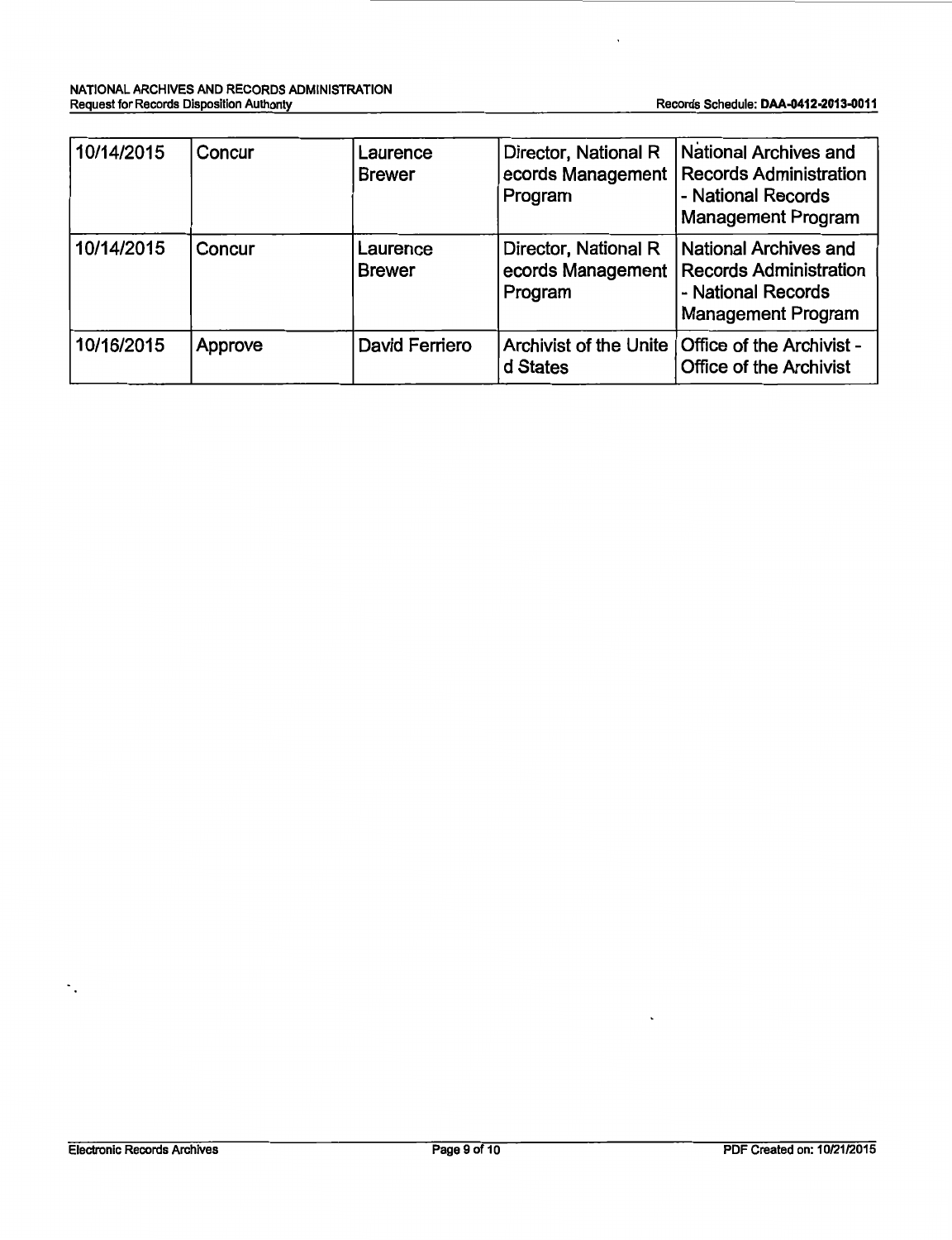| 10/14/2015 | Concur | Laurence Brewer | Director, National Records Management Program | National Archives and Records Administration - National Records Management Program |
|---|---|---|---|---|
| 10/14/2015 | Concur | Laurence Brewer | Director, National Records Management Program | National Archives and Records Administration - National Records Management Program |
| 10/16/2015 | Approve | David Ferriero | Archivist of the United States | Office of the Archivist - Office of the Archivist |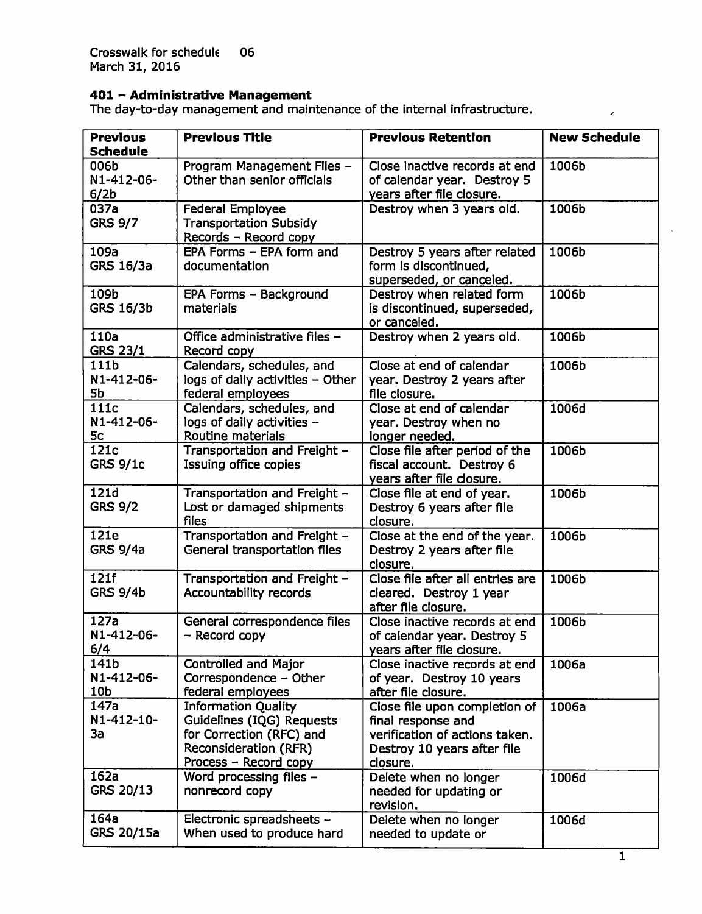Crosswalk for schedule 06
March 31, 2016

## 401 – Administrative Management

The day-to-day management and maintenance of the internal infrastructure.

| Previous Schedule | Previous Title | Previous Retention | New Schedule |
|---|---|---|---|
| 006b N1-412-06-6/2b | Program Management Files – Other than senior officials | Close inactive records at end of calendar year. Destroy 5 years after file closure. | 1006b |
| 037a GRS 9/7 | Federal Employee Transportation Subsidy Records – Record copy | Destroy when 3 years old. | 1006b |
| 109a GRS 16/3a | EPA Forms – EPA form and documentation | Destroy 5 years after related form is discontinued, superseded, or canceled. | 1006b |
| 109b GRS 16/3b | EPA Forms – Background materials | Destroy when related form is discontinued, superseded, or canceled. | 1006b |
| 110a GRS 23/1 | Office administrative files – Record copy | Destroy when 2 years old. | 1006b |
| 111b N1-412-06-5b | Calendars, schedules, and logs of daily activities – Other federal employees | Close at end of calendar year. Destroy 2 years after file closure. | 1006b |
| 111c N1-412-06-5c | Calendars, schedules, and logs of daily activities – Routine materials | Close at end of calendar year. Destroy when no longer needed. | 1006d |
| 121c GRS 9/1c | Transportation and Freight – Issuing office copies | Close file after period of the fiscal account. Destroy 6 years after file closure. | 1006b |
| 121d GRS 9/2 | Transportation and Freight – Lost or damaged shipments files | Close file at end of year. Destroy 6 years after file closure. | 1006b |
| 121e GRS 9/4a | Transportation and Freight – General transportation files | Close at the end of the year. Destroy 2 years after file closure. | 1006b |
| 121f GRS 9/4b | Transportation and Freight – Accountability records | Close file after all entries are cleared. Destroy 1 year after file closure. | 1006b |
| 127a N1-412-06-6/4 | General correspondence files – Record copy | Close inactive records at end of calendar year. Destroy 5 years after file closure. | 1006b |
| 141b N1-412-06-10b | Controlled and Major Correspondence – Other federal employees | Close inactive records at end of year. Destroy 10 years after file closure. | 1006a |
| 147a N1-412-10-3a | Information Quality Guidelines (IQG) Requests for Correction (RFC) and Reconsideration (RFR) Process – Record copy | Close file upon completion of final response and verification of actions taken. Destroy 10 years after file closure. | 1006a |
| 162a GRS 20/13 | Word processing files – nonrecord copy | Delete when no longer needed for updating or revision. | 1006d |
| 164a GRS 20/15a | Electronic spreadsheets – When used to produce hard | Delete when no longer needed to update or | 1006d |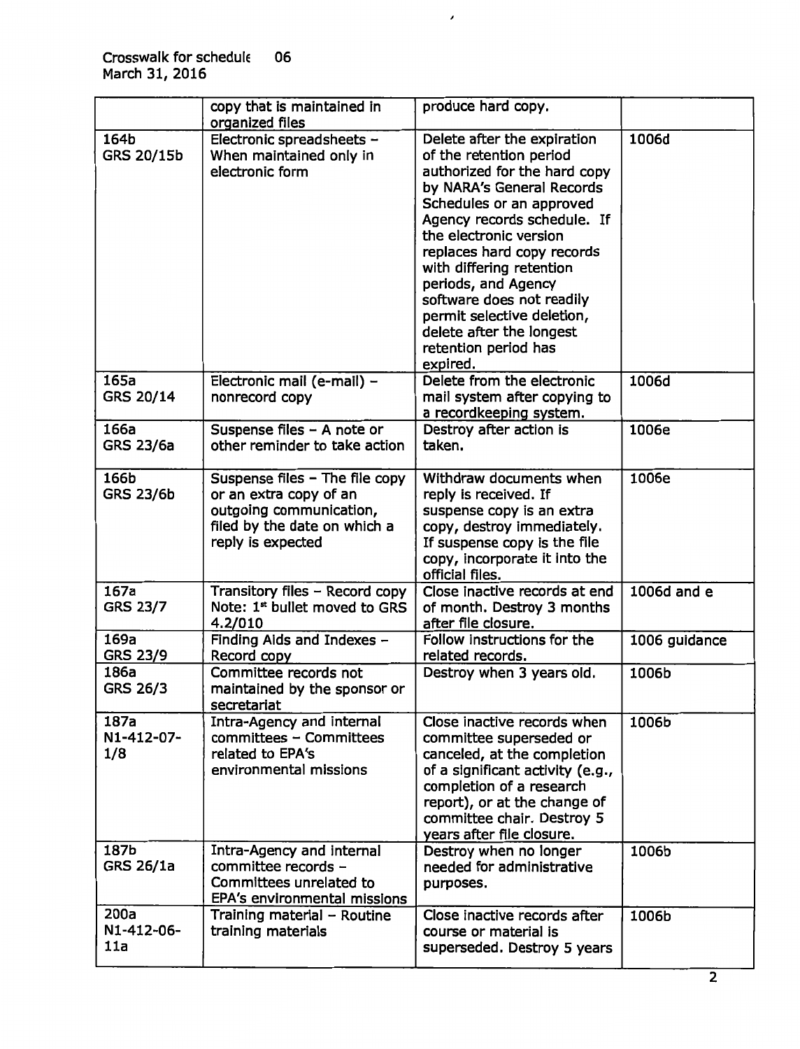Crosswalk for schedule 06
March 31, 2016

| | copy that is maintained in organized files | produce hard copy. | |
|---|---|---|---|
| 164b GRS 20/15b | Electronic spreadsheets – When maintained only in electronic form | Delete after the expiration of the retention period authorized for the hard copy by NARA's General Records Schedules or an approved Agency records schedule. If the electronic version replaces hard copy records with differing retention periods, and Agency software does not readily permit selective deletion, delete after the longest retention period has expired. | 1006d |
| 165a GRS 20/14 | Electronic mail (e-mail) – nonrecord copy | Delete from the electronic mail system after copying to a recordkeeping system. | 1006d |
| 166a GRS 23/6a | Suspense files – A note or other reminder to take action | Destroy after action is taken. | 1006e |
| 166b GRS 23/6b | Suspense files – The file copy or an extra copy of an outgoing communication, filed by the date on which a reply is expected | Withdraw documents when reply is received. If suspense copy is an extra copy, destroy immediately. If suspense copy is the file copy, incorporate it into the official files. | 1006e |
| 167a GRS 23/7 | Transitory files – Record copy Note: 1st bullet moved to GRS 4.2/010 | Close inactive records at end of month. Destroy 3 months after file closure. | 1006d and e |
| 169a GRS 23/9 | Finding Aids and Indexes – Record copy | Follow instructions for the related records. | 1006 guidance |
| 186a GRS 26/3 | Committee records not maintained by the sponsor or secretariat | Destroy when 3 years old. | 1006b |
| 187a N1-412-07-1/8 | Intra-Agency and internal committees – Committees related to EPA's environmental missions | Close inactive records when committee superseded or canceled, at the completion of a significant activity (e.g., completion of a research report), or at the change of committee chair. Destroy 5 years after file closure. | 1006b |
| 187b GRS 26/1a | Intra-Agency and internal committee records – Committees unrelated to EPA's environmental missions | Destroy when no longer needed for administrative purposes. | 1006b |
| 200a N1-412-06-11a | Training material – Routine training materials | Close inactive records after course or material is superseded. Destroy 5 years | 1006b |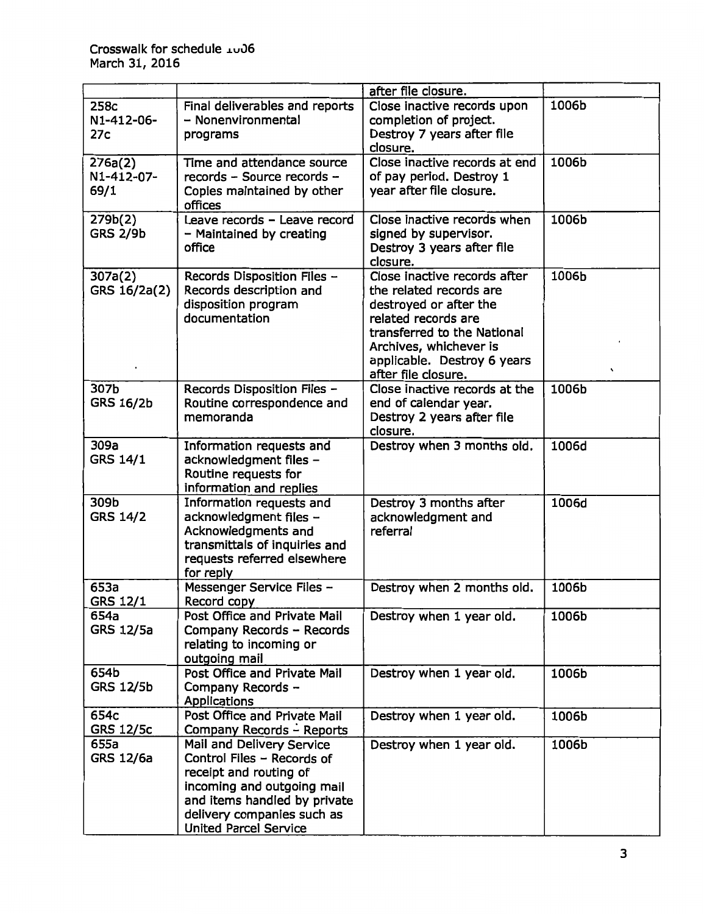| | | after file closure. | |
|---|---|---|---|
| 258c N1-412-06-27c | Final deliverables and reports – Nonenvironmental programs | Close inactive records upon completion of project. Destroy 7 years after file closure. | 1006b |
| 276a(2) N1-412-07-69/1 | Time and attendance source records – Source records – Copies maintained by other offices | Close inactive records at end of pay period. Destroy 1 year after file closure. | 1006b |
| 279b(2) GRS 2/9b | Leave records – Leave record – Maintained by creating office | Close inactive records when signed by supervisor. Destroy 3 years after file closure. | 1006b |
| 307a(2) GRS 16/2a(2) | Records Disposition Files – Records description and disposition program documentation | Close inactive records after the related records are destroyed or after the related records are transferred to the National Archives, whichever is applicable. Destroy 6 years after file closure. | 1006b |
| 307b GRS 16/2b | Records Disposition Files – Routine correspondence and memoranda | Close inactive records at the end of calendar year. Destroy 2 years after file closure. | 1006b |
| 309a GRS 14/1 | Information requests and acknowledgment files – Routine requests for information and replies | Destroy when 3 months old. | 1006d |
| 309b GRS 14/2 | Information requests and acknowledgment files – Acknowledgments and transmittals of inquiries and requests referred elsewhere for reply | Destroy 3 months after acknowledgment and referral | 1006d |
| 653a GRS 12/1 | Messenger Service Files – Record copy | Destroy when 2 months old. | 1006b |
| 654a GRS 12/5a | Post Office and Private Mail Company Records – Records relating to incoming or outgoing mail | Destroy when 1 year old. | 1006b |
| 654b GRS 12/5b | Post Office and Private Mail Company Records – Applications | Destroy when 1 year old. | 1006b |
| 654c GRS 12/5c | Post Office and Private Mail Company Records – Reports | Destroy when 1 year old. | 1006b |
| 655a GRS 12/6a | Mail and Delivery Service Control Files – Records of receipt and routing of incoming and outgoing mail and items handled by private delivery companies such as United Parcel Service | Destroy when 1 year old. | 1006b |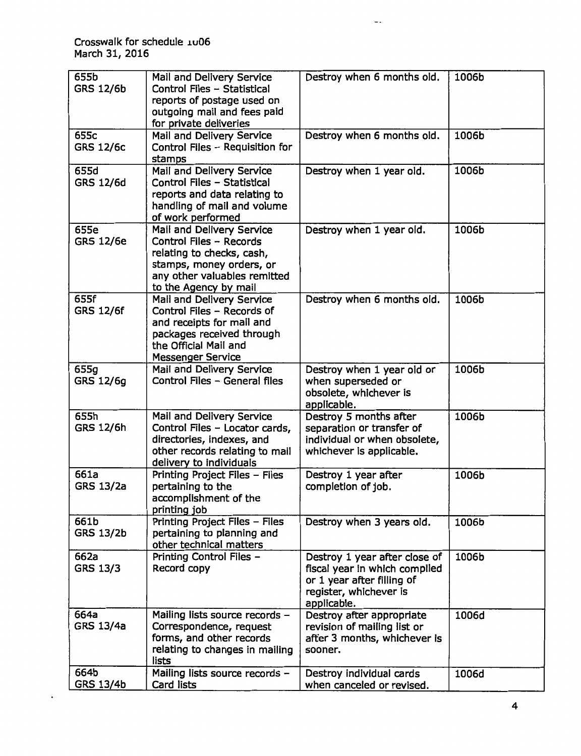Crosswalk for schedule 1006
March 31, 2016

| | | | |
|---|---|---|---|
| 655b<br>GRS 12/6b | Mail and Delivery Service Control Files – Statistical reports of postage used on outgoing mail and fees paid for private deliveries | Destroy when 6 months old. | 1006b |
| 655c<br>GRS 12/6c | Mail and Delivery Service Control Files – Requisition for stamps | Destroy when 6 months old. | 1006b |
| 655d<br>GRS 12/6d | Mail and Delivery Service Control Files – Statistical reports and data relating to handling of mail and volume of work performed | Destroy when 1 year old. | 1006b |
| 655e<br>GRS 12/6e | Mail and Delivery Service Control Files – Records relating to checks, cash, stamps, money orders, or any other valuables remitted to the Agency by mail | Destroy when 1 year old. | 1006b |
| 655f<br>GRS 12/6f | Mail and Delivery Service Control Files – Records of and receipts for mail and packages received through the Official Mail and Messenger Service | Destroy when 6 months old. | 1006b |
| 655g<br>GRS 12/6g | Mail and Delivery Service Control Files – General files | Destroy when 1 year old or when superseded or obsolete, whichever is applicable. | 1006b |
| 655h<br>GRS 12/6h | Mail and Delivery Service Control Files – Locator cards, directories, indexes, and other records relating to mail delivery to individuals | Destroy 5 months after separation or transfer of individual or when obsolete, whichever is applicable. | 1006b |
| 661a<br>GRS 13/2a | Printing Project Files – Files pertaining to the accomplishment of the printing job | Destroy 1 year after completion of job. | 1006b |
| 661b<br>GRS 13/2b | Printing Project Files – Files pertaining to planning and other technical matters | Destroy when 3 years old. | 1006b |
| 662a<br>GRS 13/3 | Printing Control Files – Record copy | Destroy 1 year after close of fiscal year in which compiled or 1 year after filling of register, whichever is applicable. | 1006b |
| 664a<br>GRS 13/4a | Mailing lists source records – Correspondence, request forms, and other records relating to changes in mailing lists | Destroy after appropriate revision of mailing list or after 3 months, whichever is sooner. | 1006d |
| 664b<br>GRS 13/4b | Mailing lists source records – Card lists | Destroy individual cards when canceled or revised. | 1006d |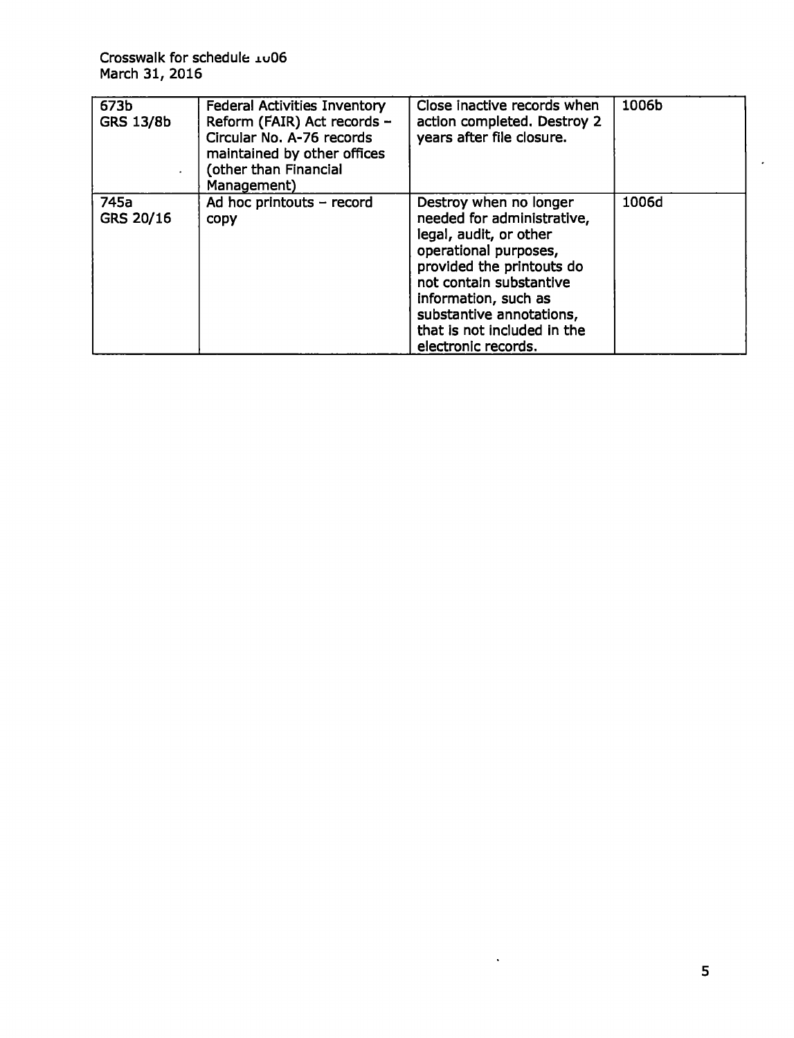| | | | |
|---|---|---|---|
| 673b<br>GRS 13/8b | Federal Activities Inventory Reform (FAIR) Act records – Circular No. A-76 records maintained by other offices (other than Financial Management) | Close inactive records when action completed. Destroy 2 years after file closure. | 1006b |
| 745a<br>GRS 20/16 | Ad hoc printouts – record copy | Destroy when no longer needed for administrative, legal, audit, or other operational purposes, provided the printouts do not contain substantive information, such as substantive annotations, that is not included in the electronic records. | 1006d |